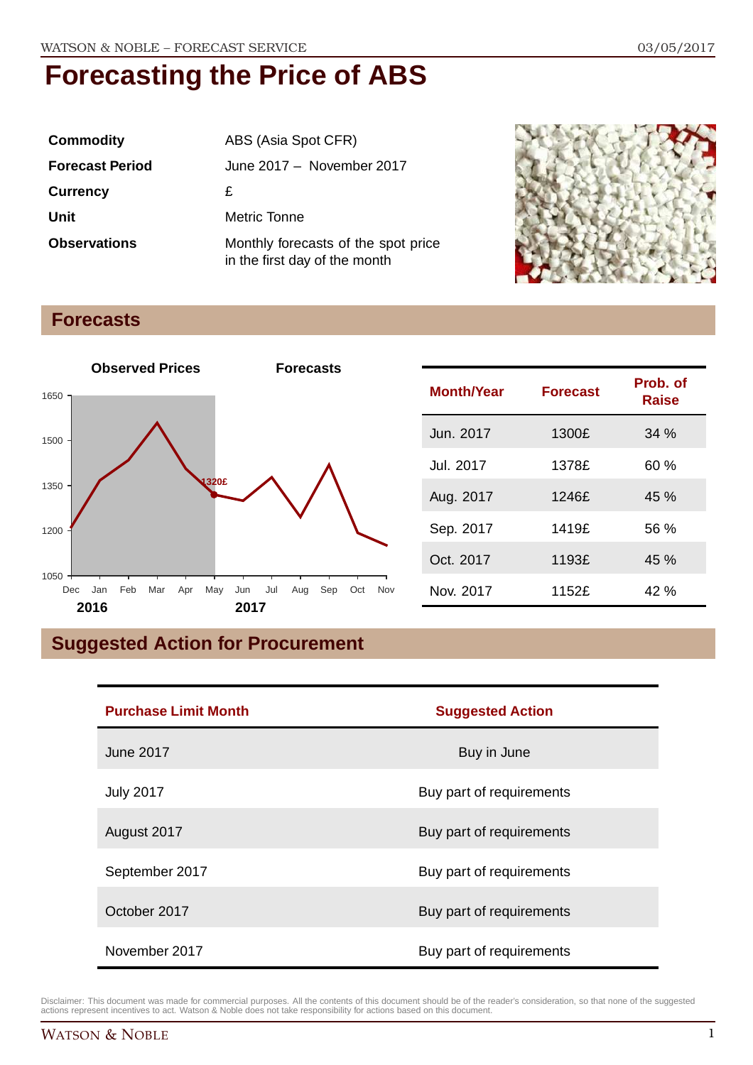# Forecasting the Price of ABS

| | |
|---|---|
| **Commodity** | ABS (Asia Spot CFR) |
| **Forecast Period** | June 2017 – November 2017 |
| **Currency** | £ |
| **Unit** | Metric Tonne |
| **Observations** | Monthly forecasts of the spot price in the first day of the month |

## Forecasts

| Month/Year | Forecast | Prob. of Raise |
|---|---|---|
| Jun. 2017 | 1300£ | 34 % |
| Jul. 2017 | 1378£ | 60 % |
| Aug. 2017 | 1246£ | 45 % |
| Sep. 2017 | 1419£ | 56 % |
| Oct. 2017 | 1193£ | 45 % |
| Nov. 2017 | 1152£ | 42 % |

## Suggested Action for Procurement

| Purchase Limit Month | Suggested Action |
|---|---|
| June 2017 | Buy in June |
| July 2017 | Buy part of requirements |
| August 2017 | Buy part of requirements |
| September 2017 | Buy part of requirements |
| October 2017 | Buy part of requirements |
| November 2017 | Buy part of requirements |

Disclaimer: This document was made for commercial purposes. All the contents of this document should be of the reader's consideration, so that none of the suggested actions represent incentives to act. Watson & Noble does not take responsibility for actions based on this document.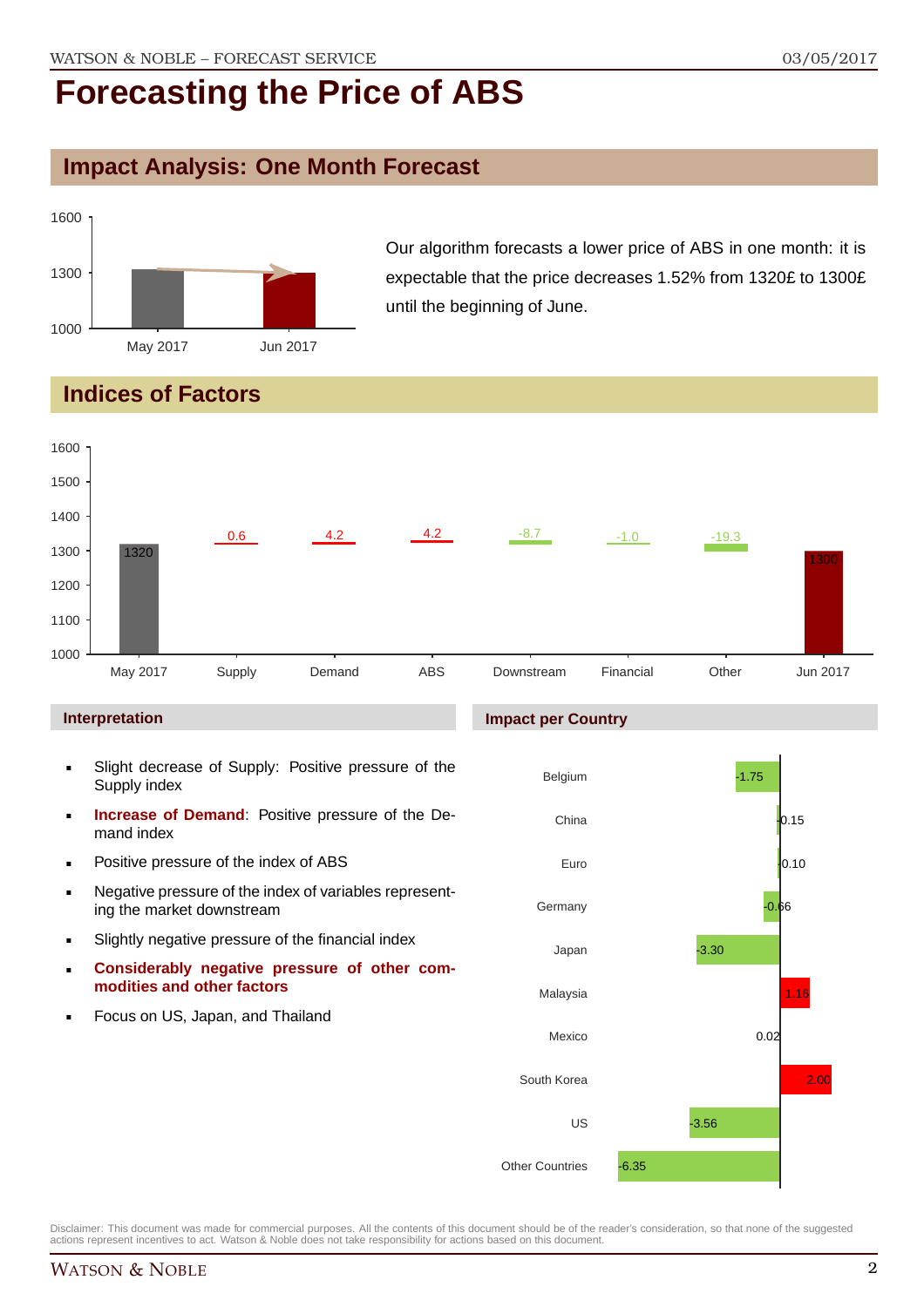# Forecasting the Price of ABS

## Impact Analysis: One Month Forecast

Our algorithm forecasts a lower price of ABS in one month: it is expectable that the price decreases 1.52% from 1320£ to 1300£ until the beginning of June.

## Indices of Factors

| May 2017 | Supply | Demand | ABS | Downstream | Financial | Other | Jun 2017 |
|---|---|---|---|---|---|---|---|
| 1320 | 0.6 | 4.2 | 4.2 | -8.7 | -1.0 | -19.3 | 1300 |

### Interpretation

- Slight decrease of Supply: Positive pressure of the Supply index
- **Increase of Demand**: Positive pressure of the Demand index
- Positive pressure of the index of ABS
- Negative pressure of the index of variables representing the market downstream
- Slightly negative pressure of the financial index
- **Considerably negative pressure of other commodities and other factors**
- Focus on US, Japan, and Thailand

### Impact per Country

| Country | Impact |
|---|---|
| Belgium | -1.75 |
| China | -0.15 |
| Euro | -0.10 |
| Germany | -0.66 |
| Japan | -3.30 |
| Malaysia | 1.16 |
| Mexico | 0.02 |
| South Korea | 2.00 |
| US | -3.56 |
| Other Countries | -6.35 |

Disclaimer: This document was made for commercial purposes. All the contents of this document should be of the reader's consideration, so that none of the suggested actions represent incentives to act. Watson & Noble does not take responsibility for actions based on this document.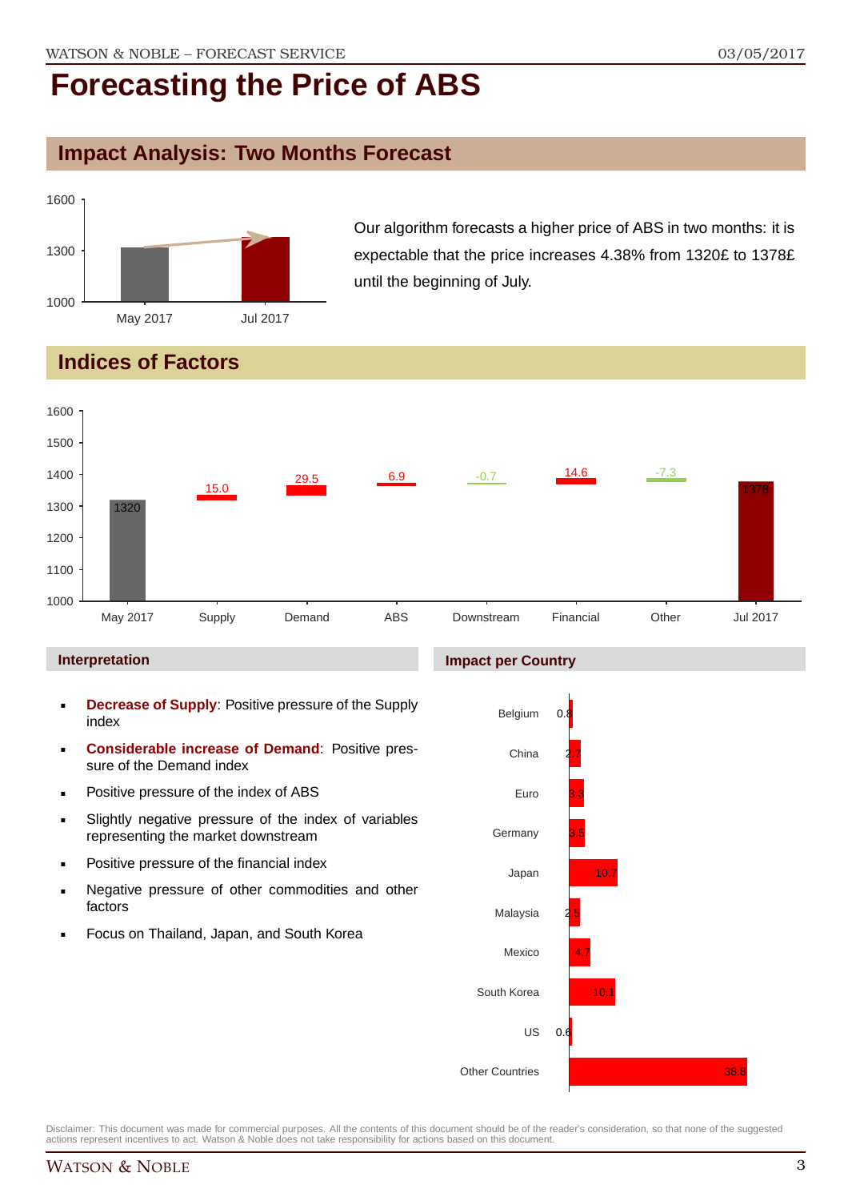# Forecasting the Price of ABS

## Impact Analysis: Two Months Forecast

Our algorithm forecasts a higher price of ABS in two months: it is expectable that the price increases 4.38% from 1320£ to 1378£ until the beginning of July.

## Indices of Factors

| May 2017 | Supply | Demand | ABS | Downstream | Financial | Other | Jul 2017 |
|---|---|---|---|---|---|---|---|
| 1320 | 15.0 | 29.5 | 6.9 | -0.7 | 14.6 | -7.3 | 1378 |

### Interpretation

- **Decrease of Supply**: Positive pressure of the Supply index
- **Considerable increase of Demand**: Positive pressure of the Demand index
- Positive pressure of the index of ABS
- Slightly negative pressure of the index of variables representing the market downstream
- Positive pressure of the financial index
- Negative pressure of other commodities and other factors
- Focus on Thailand, Japan, and South Korea

### Impact per Country

| Country | Impact |
|---|---|
| Belgium | 0.8 |
| China | 2.7 |
| Euro | 3.3 |
| Germany | 3.5 |
| Japan | 10.7 |
| Malaysia | 2.5 |
| Mexico | 4.7 |
| South Korea | 10.1 |
| US | 0.6 |
| Other Countries | 38.8 |

Disclaimer: This document was made for commercial purposes. All the contents of this document should be of the reader's consideration, so that none of the suggested actions represent incentives to act. Watson & Noble does not take responsibility for actions based on this document.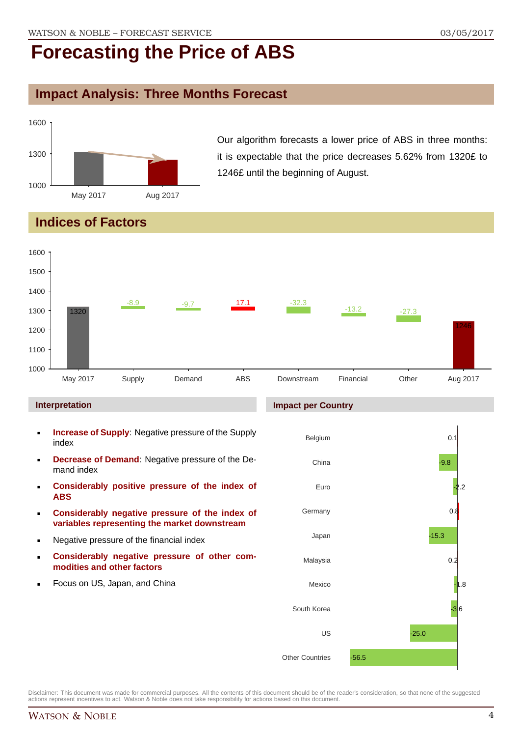# Forecasting the Price of ABS

## Impact Analysis: Three Months Forecast

Our algorithm forecasts a lower price of ABS in three months: it is expectable that the price decreases 5.62% from 1320£ to 1246£ until the beginning of August.

## Indices of Factors

| | May 2017 | Supply | Demand | ABS | Downstream | Financial | Other | Aug 2017 |
|---|---|---|---|---|---|---|---|---|
| Value | 1320 | -8.9 | -9.7 | 17.1 | -32.3 | -13.2 | -27.3 | 1246 |

### Interpretation

- **Increase of Supply**: Negative pressure of the Supply index
- **Decrease of Demand**: Negative pressure of the Demand index
- **Considerably positive pressure of the index of ABS**
- **Considerably negative pressure of the index of variables representing the market downstream**
- Negative pressure of the financial index
- **Considerably negative pressure of other commodities and other factors**
- Focus on US, Japan, and China

### Impact per Country

| Country | Impact |
|---|---|
| Belgium | 0.1 |
| China | -9.8 |
| Euro | -2.2 |
| Germany | 0.8 |
| Japan | -15.3 |
| Malaysia | 0.2 |
| Mexico | -1.8 |
| South Korea | -3.6 |
| US | -25.0 |
| Other Countries | -56.5 |

Disclaimer: This document was made for commercial purposes. All the contents of this document should be of the reader's consideration, so that none of the suggested actions represent incentives to act. Watson & Noble does not take responsibility for actions based on this document.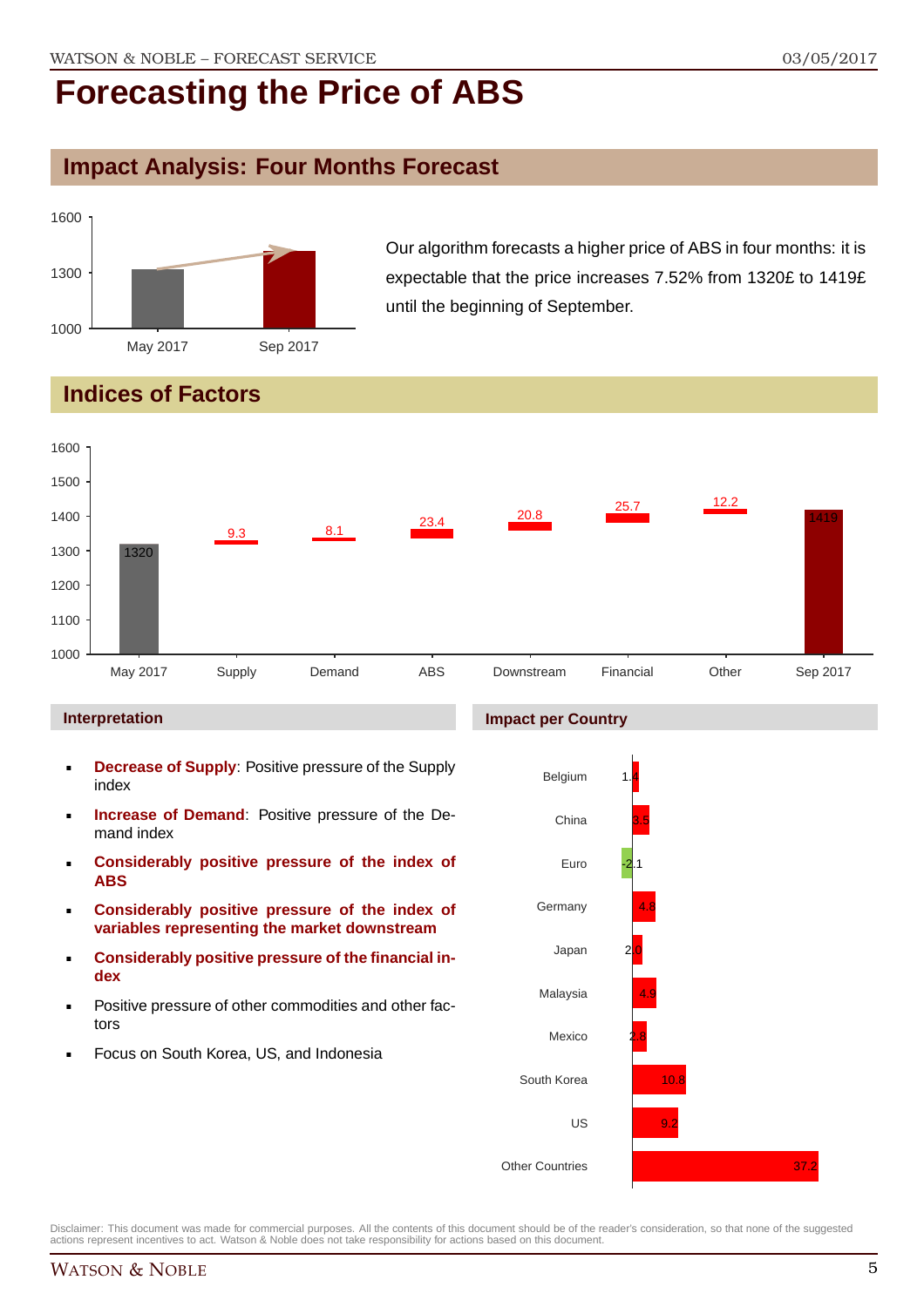# Forecasting the Price of ABS

## Impact Analysis: Four Months Forecast

Our algorithm forecasts a higher price of ABS in four months: it is expectable that the price increases 7.52% from 1320£ to 1419£ until the beginning of September.

## Indices of Factors

| | May 2017 | Supply | Demand | ABS | Downstream | Financial | Other | Sep 2017 |
|---|---|---|---|---|---|---|---|---|
| Value | 1320 | 9.3 | 8.1 | 23.4 | 20.8 | 25.7 | 12.2 | 1419 |

### Interpretation

- **Decrease of Supply**: Positive pressure of the Supply index
- **Increase of Demand**: Positive pressure of the Demand index
- **Considerably positive pressure of the index of ABS**
- **Considerably positive pressure of the index of variables representing the market downstream**
- **Considerably positive pressure of the financial index**
- Positive pressure of other commodities and other factors
- Focus on South Korea, US, and Indonesia

### Impact per Country

| Country | Impact |
|---|---|
| Belgium | 1.4 |
| China | 3.5 |
| Euro | -2.1 |
| Germany | 4.8 |
| Japan | 2.0 |
| Malaysia | 4.9 |
| Mexico | 2.8 |
| South Korea | 10.8 |
| US | 9.2 |
| Other Countries | 37.2 |

Disclaimer: This document was made for commercial purposes. All the contents of this document should be of the reader's consideration, so that none of the suggested actions represent incentives to act. Watson & Noble does not take responsibility for actions based on this document.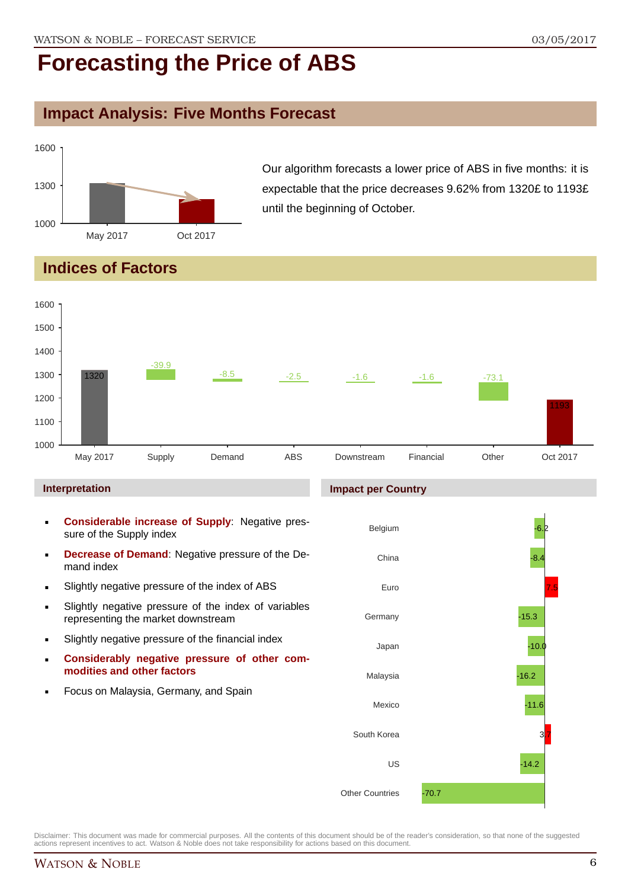# Forecasting the Price of ABS

## Impact Analysis: Five Months Forecast

Our algorithm forecasts a lower price of ABS in five months: it is expectable that the price decreases 9.62% from 1320£ to 1193£ until the beginning of October.

## Indices of Factors

| May 2017 | Supply | Demand | ABS | Downstream | Financial | Other | Oct 2017 |
|---|---|---|---|---|---|---|---|
| 1320 | -39.9 | -8.5 | -2.5 | -1.6 | -1.6 | -73.1 | 1193 |

### Interpretation

- **Considerable increase of Supply**: Negative pressure of the Supply index
- **Decrease of Demand**: Negative pressure of the Demand index
- Slightly negative pressure of the index of ABS
- Slightly negative pressure of the index of variables representing the market downstream
- Slightly negative pressure of the financial index
- **Considerably negative pressure of other commodities and other factors**
- Focus on Malaysia, Germany, and Spain

### Impact per Country

| Country | Impact |
|---|---|
| Belgium | -6.2 |
| China | -8.4 |
| Euro | 7.5 |
| Germany | -15.3 |
| Japan | -10.0 |
| Malaysia | -16.2 |
| Mexico | -11.6 |
| South Korea | 3.7 |
| US | -14.2 |
| Other Countries | -70.7 |

Disclaimer: This document was made for commercial purposes. All the contents of this document should be of the reader's consideration, so that none of the suggested actions represent incentives to act. Watson & Noble does not take responsibility for actions based on this document.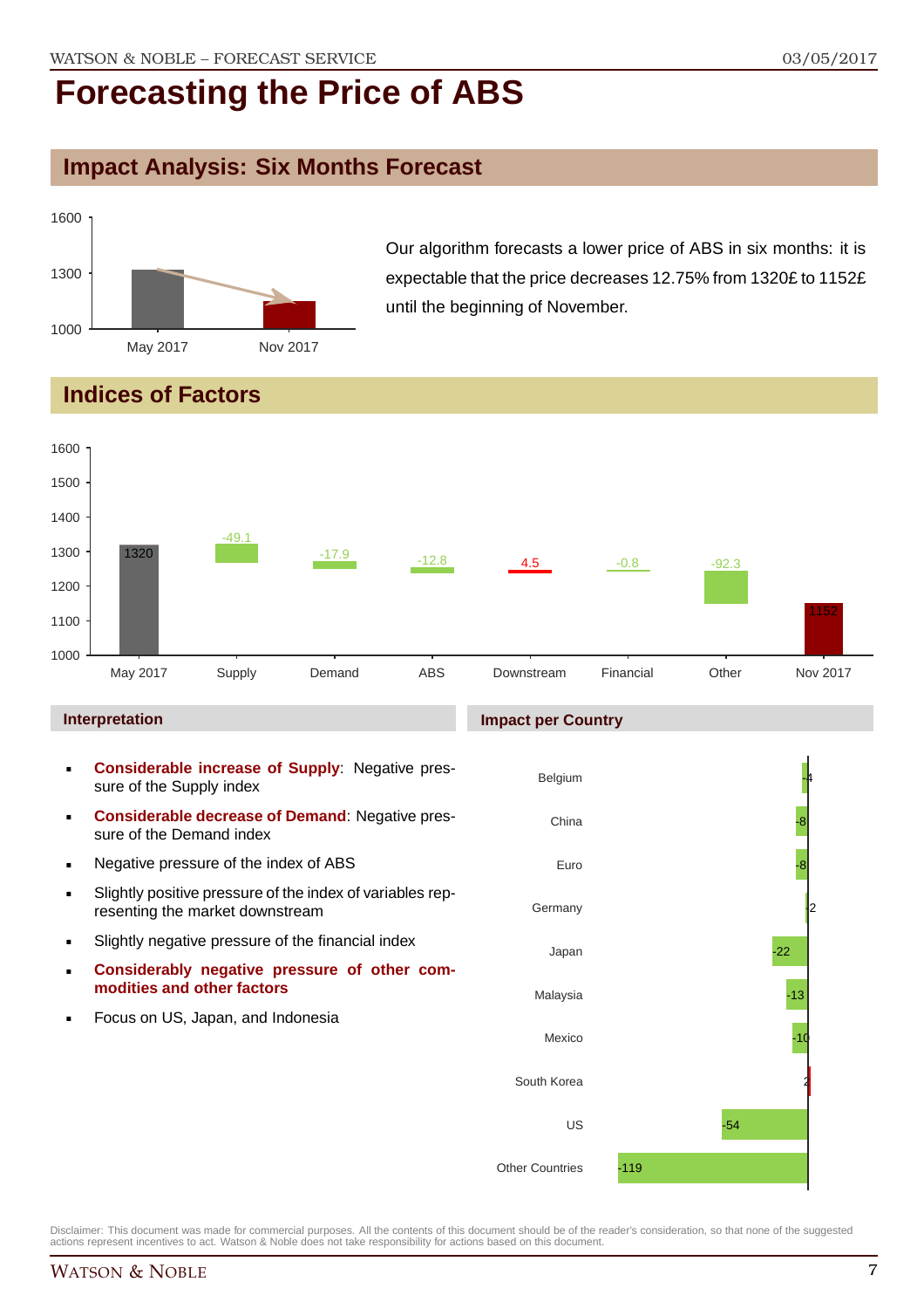# Forecasting the Price of ABS

## Impact Analysis: Six Months Forecast

Our algorithm forecasts a lower price of ABS in six months: it is expectable that the price decreases 12.75% from 1320£ to 1152£ until the beginning of November.

## Indices of Factors

| May 2017 | Supply | Demand | ABS | Downstream | Financial | Other | Nov 2017 |
|---|---|---|---|---|---|---|---|
| 1320 | -49.1 | -17.9 | -12.8 | 4.5 | -0.8 | -92.3 | 1152 |

### Interpretation

- **Considerable increase of Supply**: Negative pressure of the Supply index
- **Considerable decrease of Demand**: Negative pressure of the Demand index
- Negative pressure of the index of ABS
- Slightly positive pressure of the index of variables representing the market downstream
- Slightly negative pressure of the financial index
- **Considerably negative pressure of other commodities and other factors**
- Focus on US, Japan, and Indonesia

### Impact per Country

| Country | Impact |
|---|---|
| Belgium | -4 |
| China | -8 |
| Euro | -8 |
| Germany | -2 |
| Japan | -22 |
| Malaysia | -13 |
| Mexico | -10 |
| South Korea | 2 |
| US | -54 |
| Other Countries | -119 |

Disclaimer: This document was made for commercial purposes. All the contents of this document should be of the reader's consideration, so that none of the suggested actions represent incentives to act. Watson & Noble does not take responsibility for actions based on this document.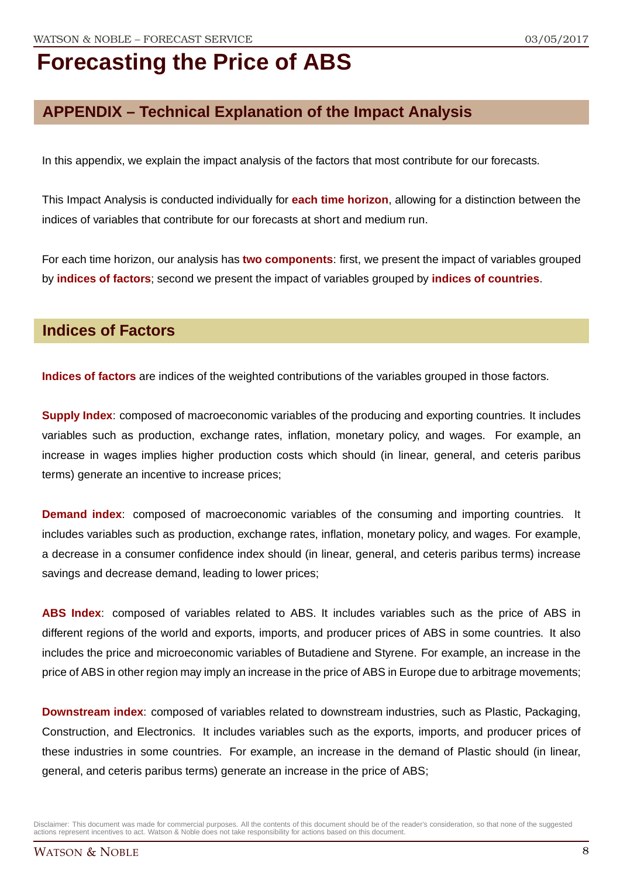# Forecasting the Price of ABS

## APPENDIX – Technical Explanation of the Impact Analysis

In this appendix, we explain the impact analysis of the factors that most contribute for our forecasts.

This Impact Analysis is conducted individually for **each time horizon**, allowing for a distinction between the indices of variables that contribute for our forecasts at short and medium run.

For each time horizon, our analysis has **two components**: first, we present the impact of variables grouped by **indices of factors**; second we present the impact of variables grouped by **indices of countries**.

## Indices of Factors

**Indices of factors** are indices of the weighted contributions of the variables grouped in those factors.

**Supply Index**: composed of macroeconomic variables of the producing and exporting countries. It includes variables such as production, exchange rates, inflation, monetary policy, and wages. For example, an increase in wages implies higher production costs which should (in linear, general, and ceteris paribus terms) generate an incentive to increase prices;

**Demand index**: composed of macroeconomic variables of the consuming and importing countries. It includes variables such as production, exchange rates, inflation, monetary policy, and wages. For example, a decrease in a consumer confidence index should (in linear, general, and ceteris paribus terms) increase savings and decrease demand, leading to lower prices;

**ABS Index**: composed of variables related to ABS. It includes variables such as the price of ABS in different regions of the world and exports, imports, and producer prices of ABS in some countries. It also includes the price and microeconomic variables of Butadiene and Styrene. For example, an increase in the price of ABS in other region may imply an increase in the price of ABS in Europe due to arbitrage movements;

**Downstream index**: composed of variables related to downstream industries, such as Plastic, Packaging, Construction, and Electronics. It includes variables such as the exports, imports, and producer prices of these industries in some countries. For example, an increase in the demand of Plastic should (in linear, general, and ceteris paribus terms) generate an increase in the price of ABS;

Disclaimer: This document was made for commercial purposes. All the contents of this document should be of the reader's consideration, so that none of the suggested actions represent incentives to act. Watson & Noble does not take responsibility for actions based on this document.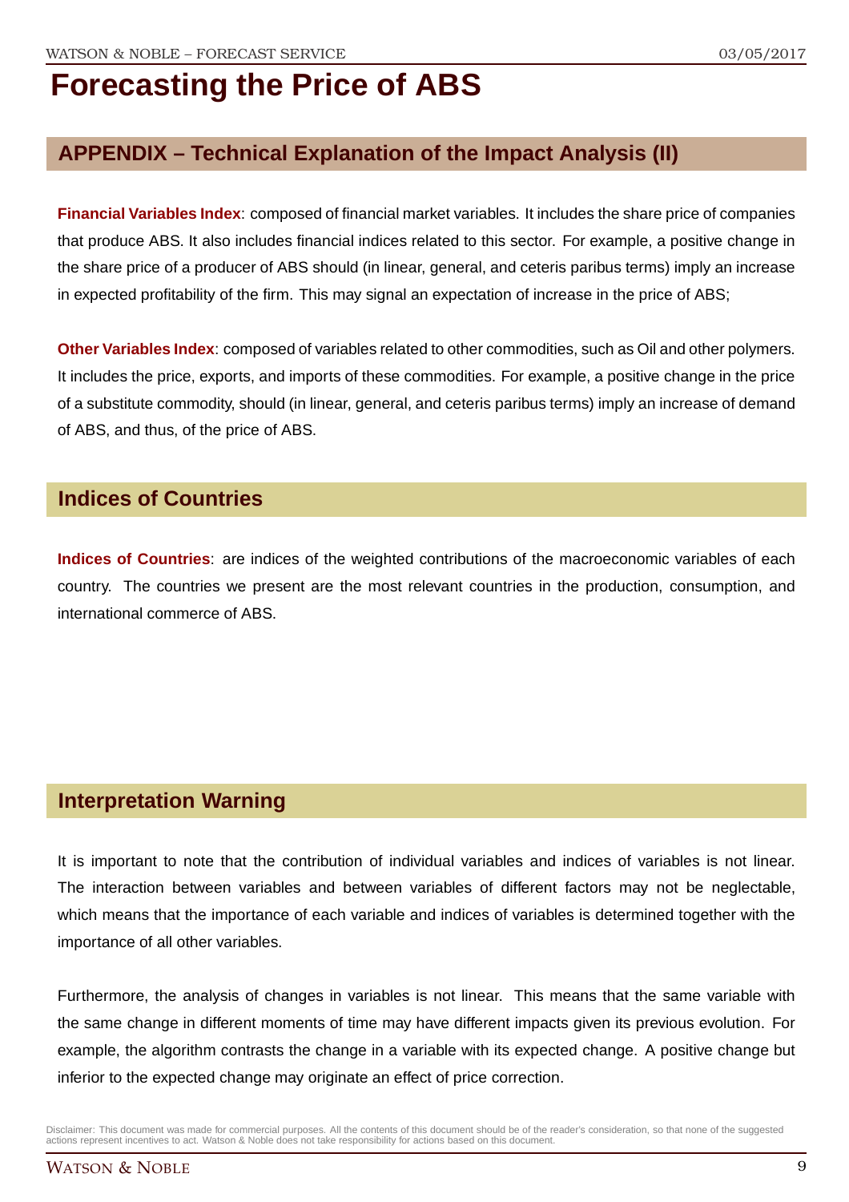# Forecasting the Price of ABS

## APPENDIX – Technical Explanation of the Impact Analysis (II)

**Financial Variables Index**: composed of financial market variables. It includes the share price of companies that produce ABS. It also includes financial indices related to this sector. For example, a positive change in the share price of a producer of ABS should (in linear, general, and ceteris paribus terms) imply an increase in expected profitability of the firm. This may signal an expectation of increase in the price of ABS;

**Other Variables Index**: composed of variables related to other commodities, such as Oil and other polymers. It includes the price, exports, and imports of these commodities. For example, a positive change in the price of a substitute commodity, should (in linear, general, and ceteris paribus terms) imply an increase of demand of ABS, and thus, of the price of ABS.

## Indices of Countries

**Indices of Countries**: are indices of the weighted contributions of the macroeconomic variables of each country. The countries we present are the most relevant countries in the production, consumption, and international commerce of ABS.

## Interpretation Warning

It is important to note that the contribution of individual variables and indices of variables is not linear. The interaction between variables and between variables of different factors may not be neglectable, which means that the importance of each variable and indices of variables is determined together with the importance of all other variables.

Furthermore, the analysis of changes in variables is not linear. This means that the same variable with the same change in different moments of time may have different impacts given its previous evolution. For example, the algorithm contrasts the change in a variable with its expected change. A positive change but inferior to the expected change may originate an effect of price correction.

Disclaimer: This document was made for commercial purposes. All the contents of this document should be of the reader's consideration, so that none of the suggested actions represent incentives to act. Watson & Noble does not take responsibility for actions based on this document.